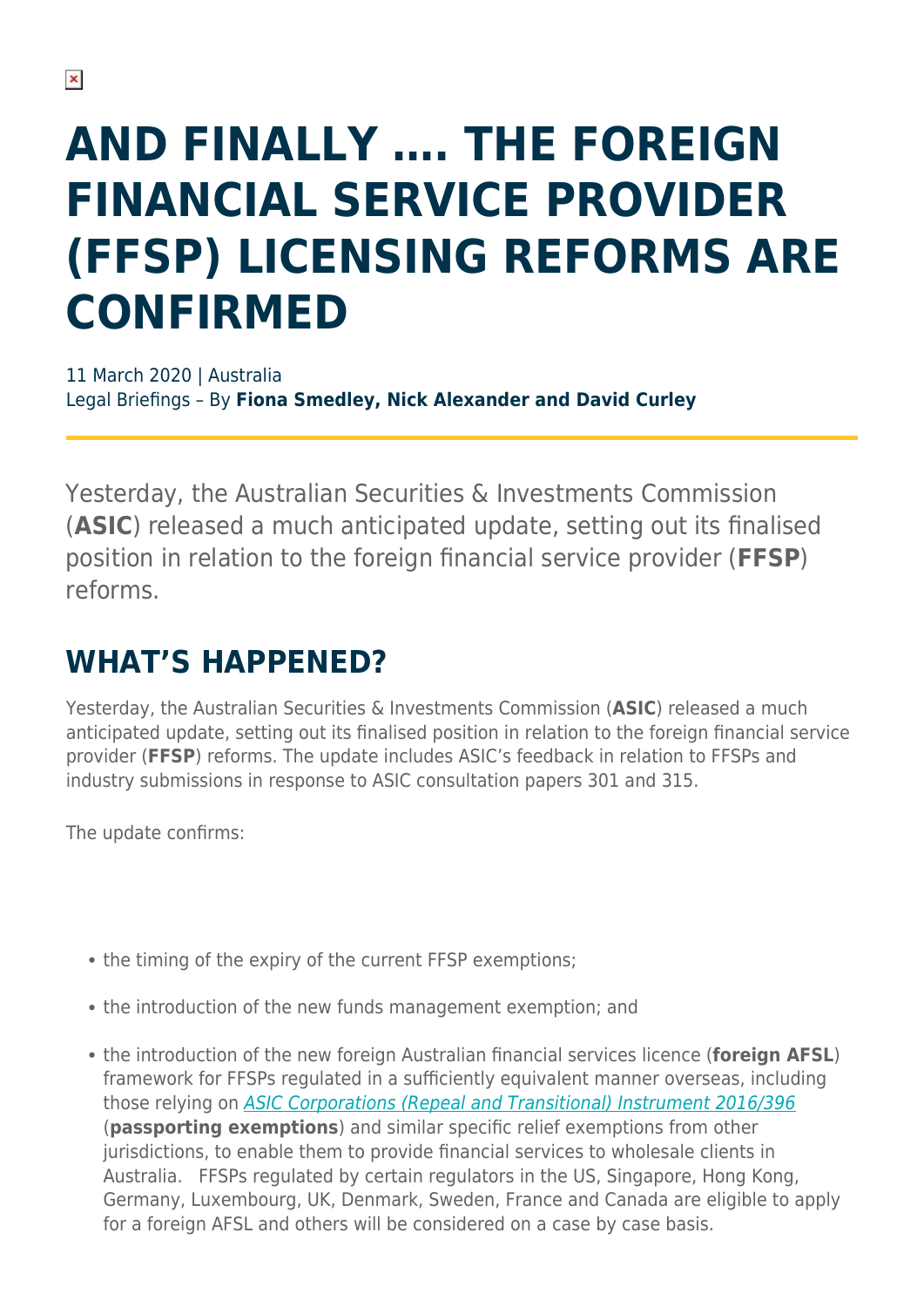# AND FINALLY …. THE FOREIGN FINANCIAL SERVICE PROVIDER (FFSP) LICENSING REFORMS ARE CONFIRMED

11 March 2020 | Australia
Legal Briefings – By **Fiona Smedley, Nick Alexander and David Curley**

Yesterday, the Australian Securities & Investments Commission (**ASIC**) released a much anticipated update, setting out its finalised position in relation to the foreign financial service provider (**FFSP**) reforms.

## WHAT'S HAPPENED?

Yesterday, the Australian Securities & Investments Commission (**ASIC**) released a much anticipated update, setting out its finalised position in relation to the foreign financial service provider (**FFSP**) reforms. The update includes ASIC's feedback in relation to FFSPs and industry submissions in response to ASIC consultation papers 301 and 315.

The update confirms:

- the timing of the expiry of the current FFSP exemptions;
- the introduction of the new funds management exemption; and
- the introduction of the new foreign Australian financial services licence (**foreign AFSL**) framework for FFSPs regulated in a sufficiently equivalent manner overseas, including those relying on *ASIC Corporations (Repeal and Transitional) Instrument 2016/396* (**passporting exemptions**) and similar specific relief exemptions from other jurisdictions, to enable them to provide financial services to wholesale clients in Australia. FFSPs regulated by certain regulators in the US, Singapore, Hong Kong, Germany, Luxembourg, UK, Denmark, Sweden, France and Canada are eligible to apply for a foreign AFSL and others will be considered on a case by case basis.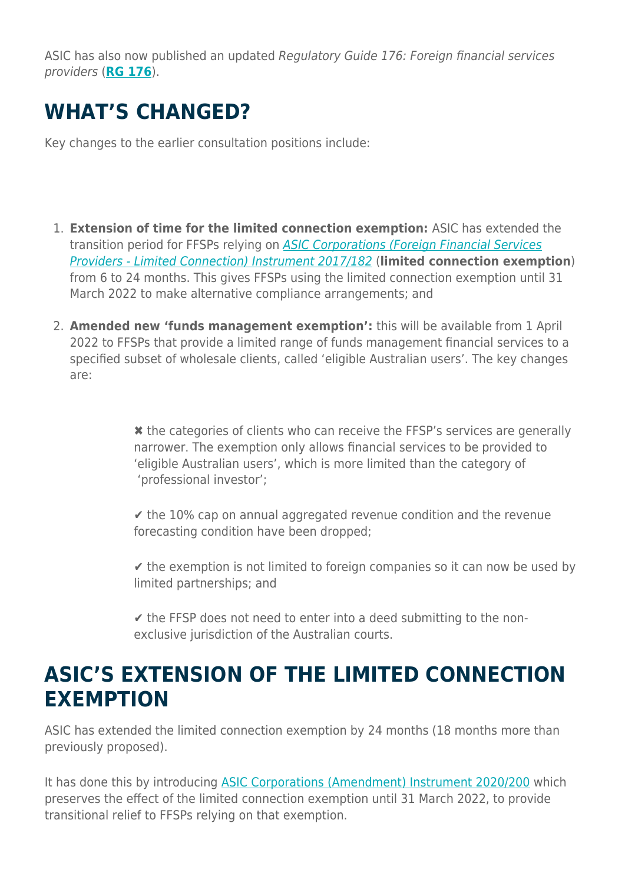ASIC has also now published an updated *Regulatory Guide 176: Foreign financial services providers* (**RG 176**).

## WHAT'S CHANGED?

Key changes to the earlier consultation positions include:

1. **Extension of time for the limited connection exemption:** ASIC has extended the transition period for FFSPs relying on *ASIC Corporations (Foreign Financial Services Providers - Limited Connection) Instrument 2017/182* (**limited connection exemption**) from 6 to 24 months. This gives FFSPs using the limited connection exemption until 31 March 2022 to make alternative compliance arrangements; and

2. **Amended new 'funds management exemption':** this will be available from 1 April 2022 to FFSPs that provide a limited range of funds management financial services to a specified subset of wholesale clients, called 'eligible Australian users'. The key changes are:

   ✖ the categories of clients who can receive the FFSP's services are generally narrower. The exemption only allows financial services to be provided to 'eligible Australian users', which is more limited than the category of 'professional investor';

   ✔ the 10% cap on annual aggregated revenue condition and the revenue forecasting condition have been dropped;

   ✔ the exemption is not limited to foreign companies so it can now be used by limited partnerships; and

   ✔ the FFSP does not need to enter into a deed submitting to the non-exclusive jurisdiction of the Australian courts.

## ASIC'S EXTENSION OF THE LIMITED CONNECTION EXEMPTION

ASIC has extended the limited connection exemption by 24 months (18 months more than previously proposed).

It has done this by introducing ASIC Corporations (Amendment) Instrument 2020/200 which preserves the effect of the limited connection exemption until 31 March 2022, to provide transitional relief to FFSPs relying on that exemption.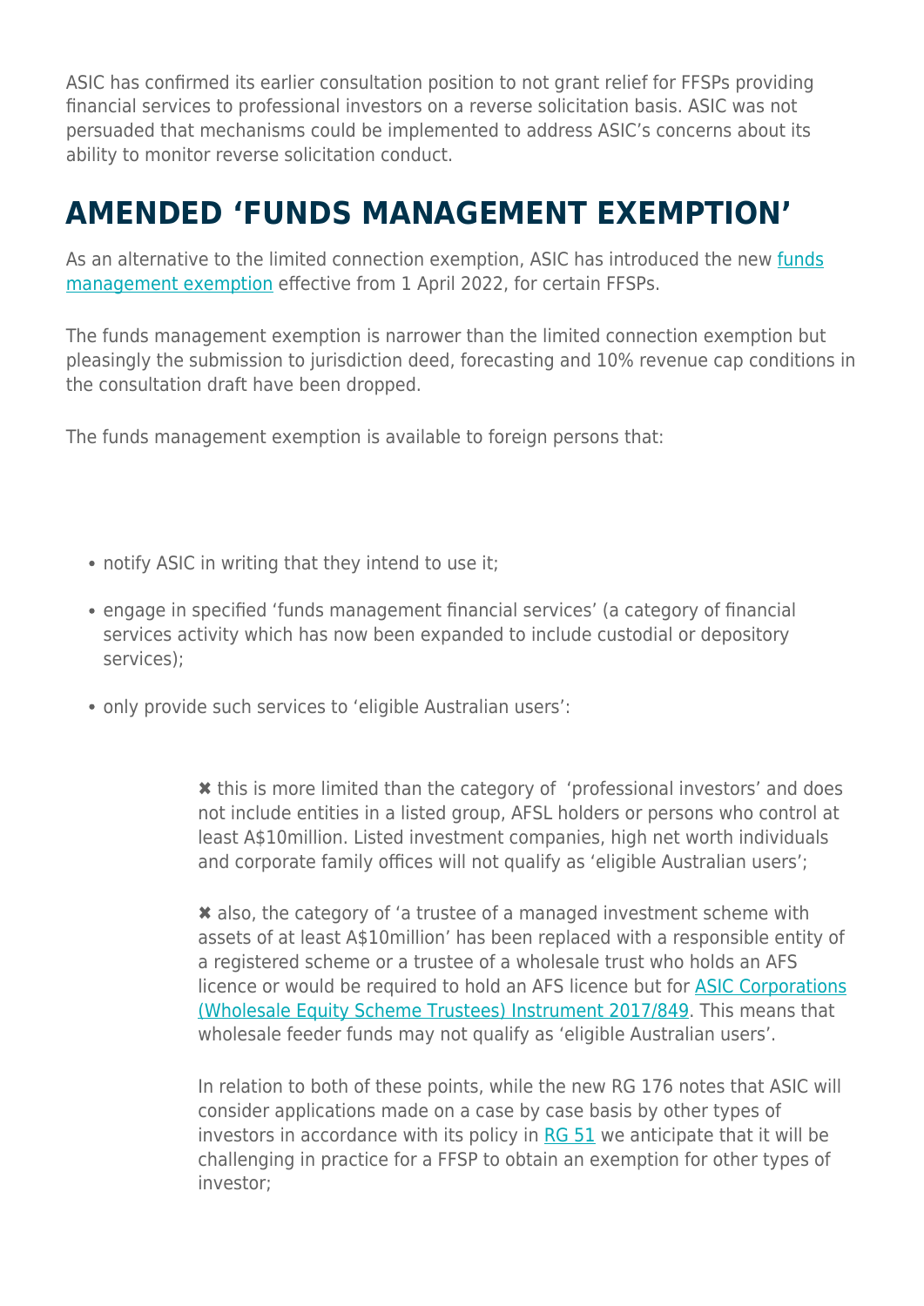ASIC has confirmed its earlier consultation position to not grant relief for FFSPs providing financial services to professional investors on a reverse solicitation basis. ASIC was not persuaded that mechanisms could be implemented to address ASIC's concerns about its ability to monitor reverse solicitation conduct.

## AMENDED 'FUNDS MANAGEMENT EXEMPTION'

As an alternative to the limited connection exemption, ASIC has introduced the new funds management exemption effective from 1 April 2022, for certain FFSPs.

The funds management exemption is narrower than the limited connection exemption but pleasingly the submission to jurisdiction deed, forecasting and 10% revenue cap conditions in the consultation draft have been dropped.

The funds management exemption is available to foreign persons that:

- notify ASIC in writing that they intend to use it;
- engage in specified 'funds management financial services' (a category of financial services activity which has now been expanded to include custodial or depository services);
- only provide such services to 'eligible Australian users':

> ✖ this is more limited than the category of 'professional investors' and does not include entities in a listed group, AFSL holders or persons who control at least A$10million. Listed investment companies, high net worth individuals and corporate family offices will not qualify as 'eligible Australian users';
>
> ✖ also, the category of 'a trustee of a managed investment scheme with assets of at least A$10million' has been replaced with a responsible entity of a registered scheme or a trustee of a wholesale trust who holds an AFS licence or would be required to hold an AFS licence but for ASIC Corporations (Wholesale Equity Scheme Trustees) Instrument 2017/849. This means that wholesale feeder funds may not qualify as 'eligible Australian users'.
>
> In relation to both of these points, while the new RG 176 notes that ASIC will consider applications made on a case by case basis by other types of investors in accordance with its policy in RG 51 we anticipate that it will be challenging in practice for a FFSP to obtain an exemption for other types of investor;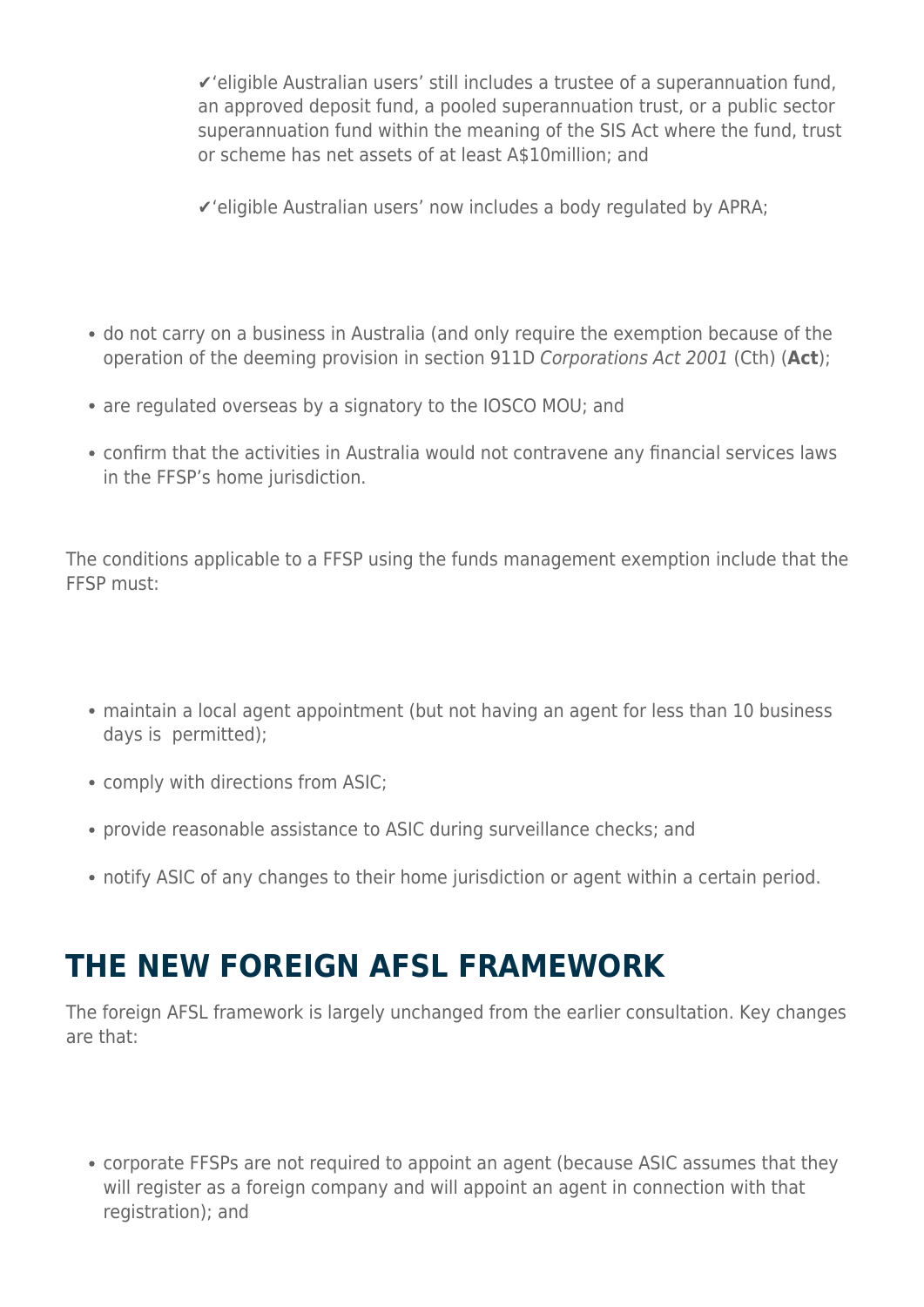✔'eligible Australian users' still includes a trustee of a superannuation fund, an approved deposit fund, a pooled superannuation trust, or a public sector superannuation fund within the meaning of the SIS Act where the fund, trust or scheme has net assets of at least A$10million; and

✔'eligible Australian users' now includes a body regulated by APRA;

- do not carry on a business in Australia (and only require the exemption because of the operation of the deeming provision in section 911D *Corporations Act 2001* (Cth) (**Act**);
- are regulated overseas by a signatory to the IOSCO MOU; and
- confirm that the activities in Australia would not contravene any financial services laws in the FFSP's home jurisdiction.

The conditions applicable to a FFSP using the funds management exemption include that the FFSP must:

- maintain a local agent appointment (but not having an agent for less than 10 business days is permitted);
- comply with directions from ASIC;
- provide reasonable assistance to ASIC during surveillance checks; and
- notify ASIC of any changes to their home jurisdiction or agent within a certain period.

## THE NEW FOREIGN AFSL FRAMEWORK

The foreign AFSL framework is largely unchanged from the earlier consultation. Key changes are that:

- corporate FFSPs are not required to appoint an agent (because ASIC assumes that they will register as a foreign company and will appoint an agent in connection with that registration); and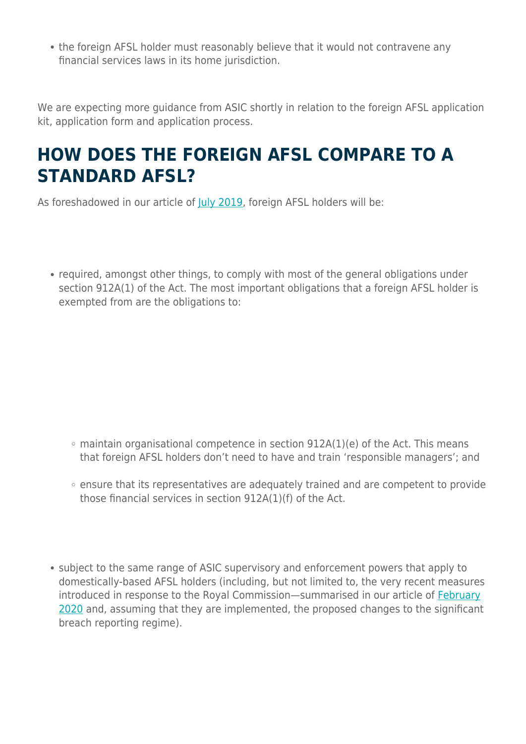- the foreign AFSL holder must reasonably believe that it would not contravene any financial services laws in its home jurisdiction.

We are expecting more guidance from ASIC shortly in relation to the foreign AFSL application kit, application form and application process.

## HOW DOES THE FOREIGN AFSL COMPARE TO A STANDARD AFSL?

As foreshadowed in our article of July 2019, foreign AFSL holders will be:

- required, amongst other things, to comply with most of the general obligations under section 912A(1) of the Act. The most important obligations that a foreign AFSL holder is exempted from are the obligations to:
  - maintain organisational competence in section 912A(1)(e) of the Act. This means that foreign AFSL holders don't need to have and train 'responsible managers'; and
  - ensure that its representatives are adequately trained and are competent to provide those financial services in section 912A(1)(f) of the Act.
- subject to the same range of ASIC supervisory and enforcement powers that apply to domestically-based AFSL holders (including, but not limited to, the very recent measures introduced in response to the Royal Commission—summarised in our article of February 2020 and, assuming that they are implemented, the proposed changes to the significant breach reporting regime).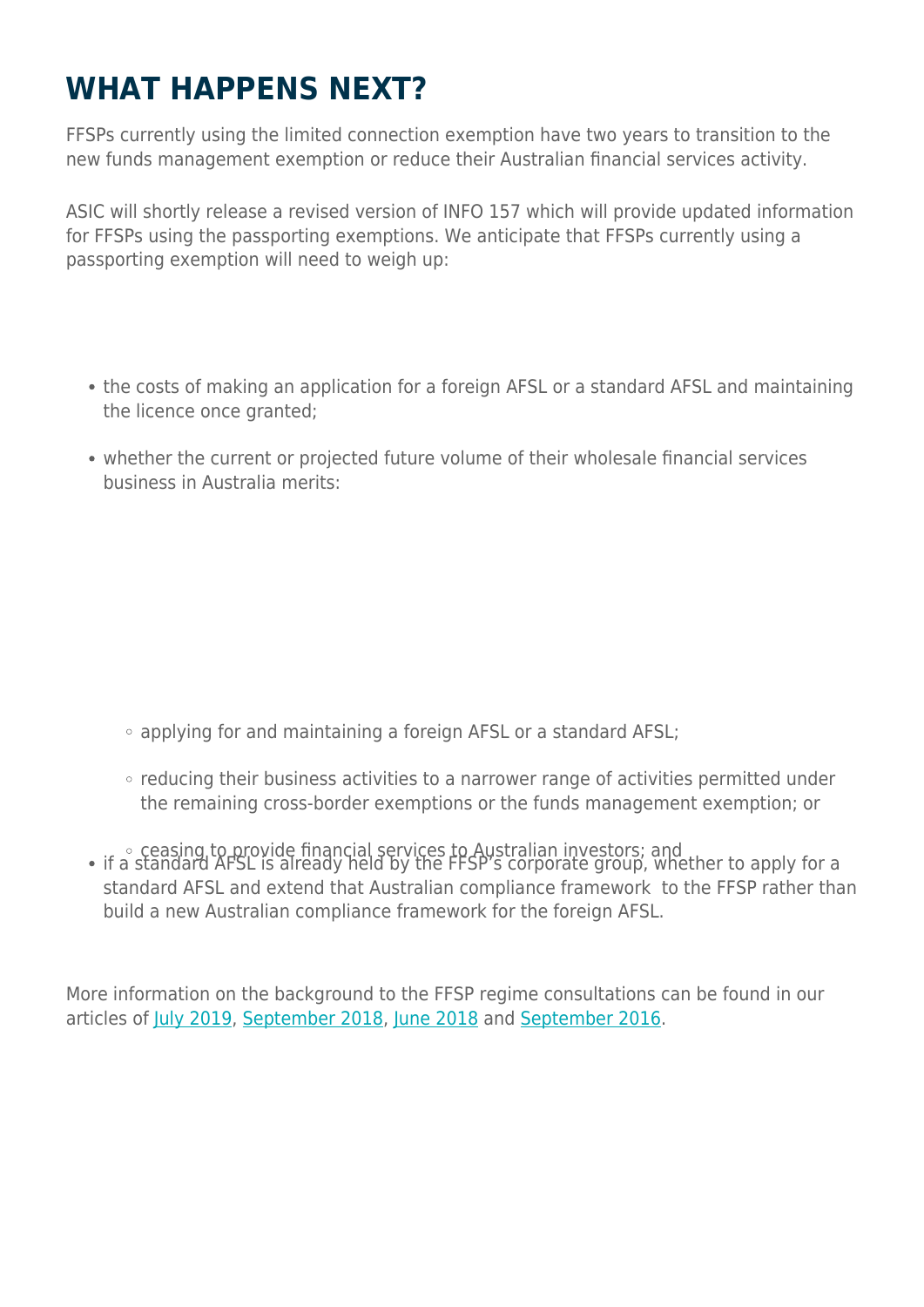# WHAT HAPPENS NEXT?

FFSPs currently using the limited connection exemption have two years to transition to the new funds management exemption or reduce their Australian financial services activity.

ASIC will shortly release a revised version of INFO 157 which will provide updated information for FFSPs using the passporting exemptions. We anticipate that FFSPs currently using a passporting exemption will need to weigh up:

- the costs of making an application for a foreign AFSL or a standard AFSL and maintaining the licence once granted;
- whether the current or projected future volume of their wholesale financial services business in Australia merits:
  - applying for and maintaining a foreign AFSL or a standard AFSL;
  - reducing their business activities to a narrower range of activities permitted under the remaining cross-border exemptions or the funds management exemption; or
  - ceasing to provide financial services to Australian investors; and
- if a standard AFSL is already held by the FFSP's corporate group, whether to apply for a standard AFSL and extend that Australian compliance framework to the FFSP rather than build a new Australian compliance framework for the foreign AFSL.

More information on the background to the FFSP regime consultations can be found in our articles of July 2019, September 2018, June 2018 and September 2016.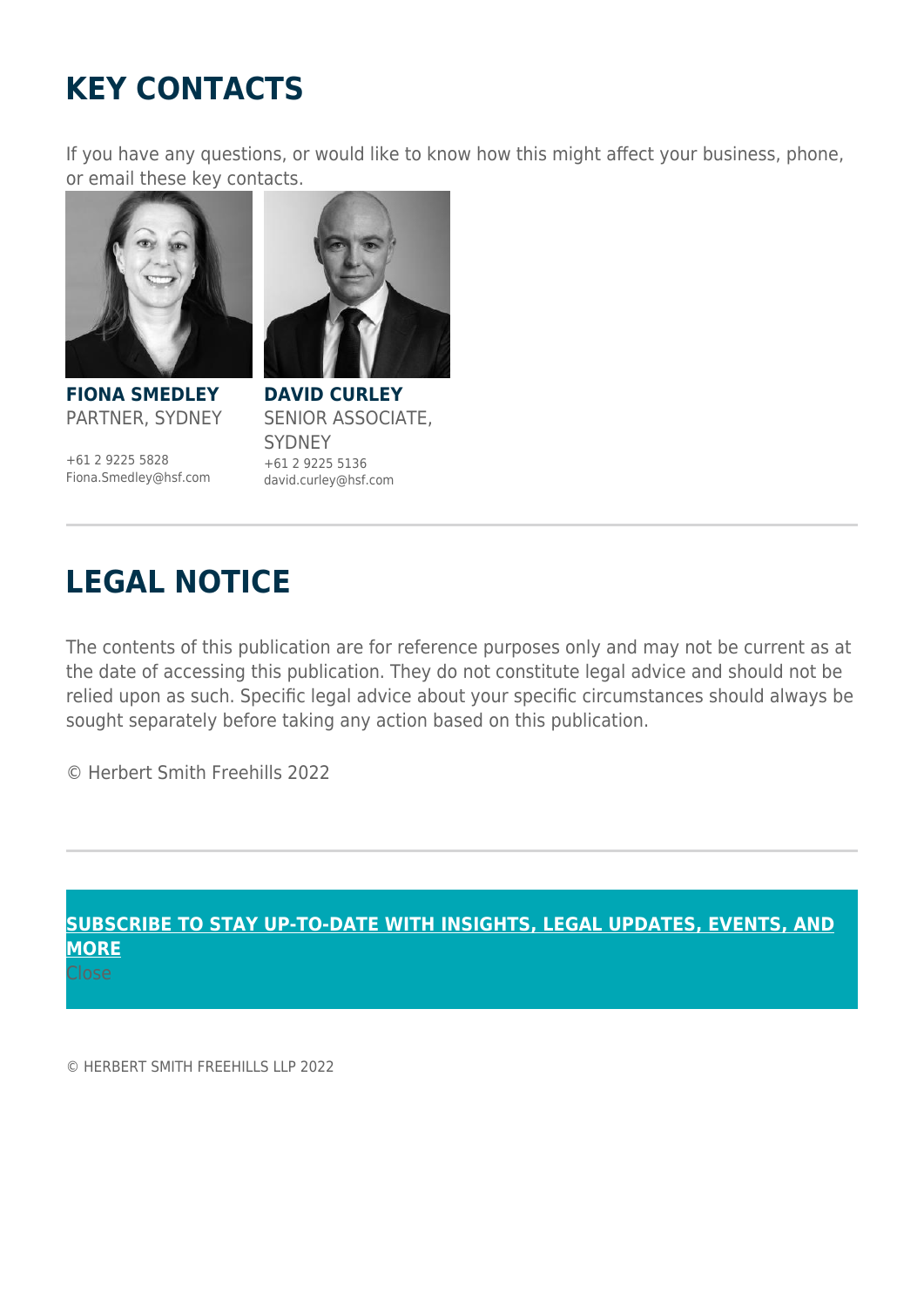## KEY CONTACTS

If you have any questions, or would like to know how this might affect your business, phone, or email these key contacts.

**FIONA SMEDLEY**
PARTNER, SYDNEY

+61 2 9225 5828
Fiona.Smedley@hsf.com

**DAVID CURLEY**
SENIOR ASSOCIATE, SYDNEY
+61 2 9225 5136
david.curley@hsf.com

## LEGAL NOTICE

The contents of this publication are for reference purposes only and may not be current as at the date of accessing this publication. They do not constitute legal advice and should not be relied upon as such. Specific legal advice about your specific circumstances should always be sought separately before taking any action based on this publication.

© Herbert Smith Freehills 2022

**SUBSCRIBE TO STAY UP-TO-DATE WITH INSIGHTS, LEGAL UPDATES, EVENTS, AND MORE**
Close

© HERBERT SMITH FREEHILLS LLP 2022